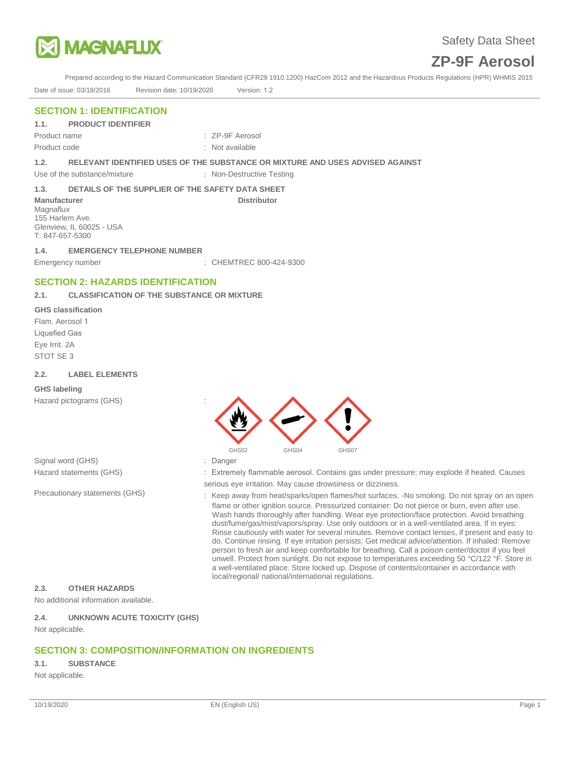Safety Data Sheet

# ZP-9F Aerosol

Prepared according to the Hazard Communication Standard (CFR29 1910.1200) HazCom 2012 and the Hazardous Products Regulations (HPR) WHMIS 2015

Date of issue: 03/18/2016    Revision date: 10/19/2020    Version: 1.2

## SECTION 1: IDENTIFICATION

### 1.1. PRODUCT IDENTIFIER

Product name : ZP-9F Aerosol

Product code : Not available

### 1.2. RELEVANT IDENTIFIED USES OF THE SUBSTANCE OR MIXTURE AND USES ADVISED AGAINST

Use of the substance/mixture : Non-Destructive Testing

### 1.3. DETAILS OF THE SUPPLIER OF THE SAFETY DATA SHEET

**Manufacturer**
Magnaflux
155 Harlem Ave.
Glenview, IL 60025 - USA
T: 847-657-5300

**Distributor**

### 1.4. EMERGENCY TELEPHONE NUMBER

Emergency number : CHEMTREC 800-424-9300

## SECTION 2: HAZARDS IDENTIFICATION

### 2.1. CLASSIFICATION OF THE SUBSTANCE OR MIXTURE

**GHS classification**

Flam. Aerosol 1
Liquefied Gas
Eye Irrit. 2A
STOT SE 3

### 2.2. LABEL ELEMENTS

**GHS labeling**

Hazard pictograms (GHS) :

GHS02 GHS04 GHS07

Signal word (GHS) : Danger

Hazard statements (GHS) : Extremely flammable aerosol. Contains gas under pressure; may explode if heated. Causes serious eye irritation. May cause drowsiness or dizziness.

Precautionary statements (GHS) : Keep away from heat/sparks/open flames/hot surfaces. -No smoking. Do not spray on an open flame or other ignition source. Pressurized container: Do not pierce or burn, even after use. Wash hands thoroughly after handling. Wear eye protection/face protection. Avoid breathing dust/fume/gas/mist/vapors/spray. Use only outdoors or in a well-ventilated area. If in eyes: Rinse cautiously with water for several minutes. Remove contact lenses, if present and easy to do. Continue rinsing. If eye irritation persists: Get medical advice/attention. If inhaled: Remove person to fresh air and keep comfortable for breathing. Call a poison center/doctor if you feel unwell. Protect from sunlight. Do not expose to temperatures exceeding 50 °C/122 °F. Store in a well-ventilated place. Store locked up. Dispose of contents/container in accordance with local/regional/ national/international regulations.

### 2.3. OTHER HAZARDS

No additional information available.

### 2.4. UNKNOWN ACUTE TOXICITY (GHS)

Not applicable.

## SECTION 3: COMPOSITION/INFORMATION ON INGREDIENTS

### 3.1. SUBSTANCE

Not applicable.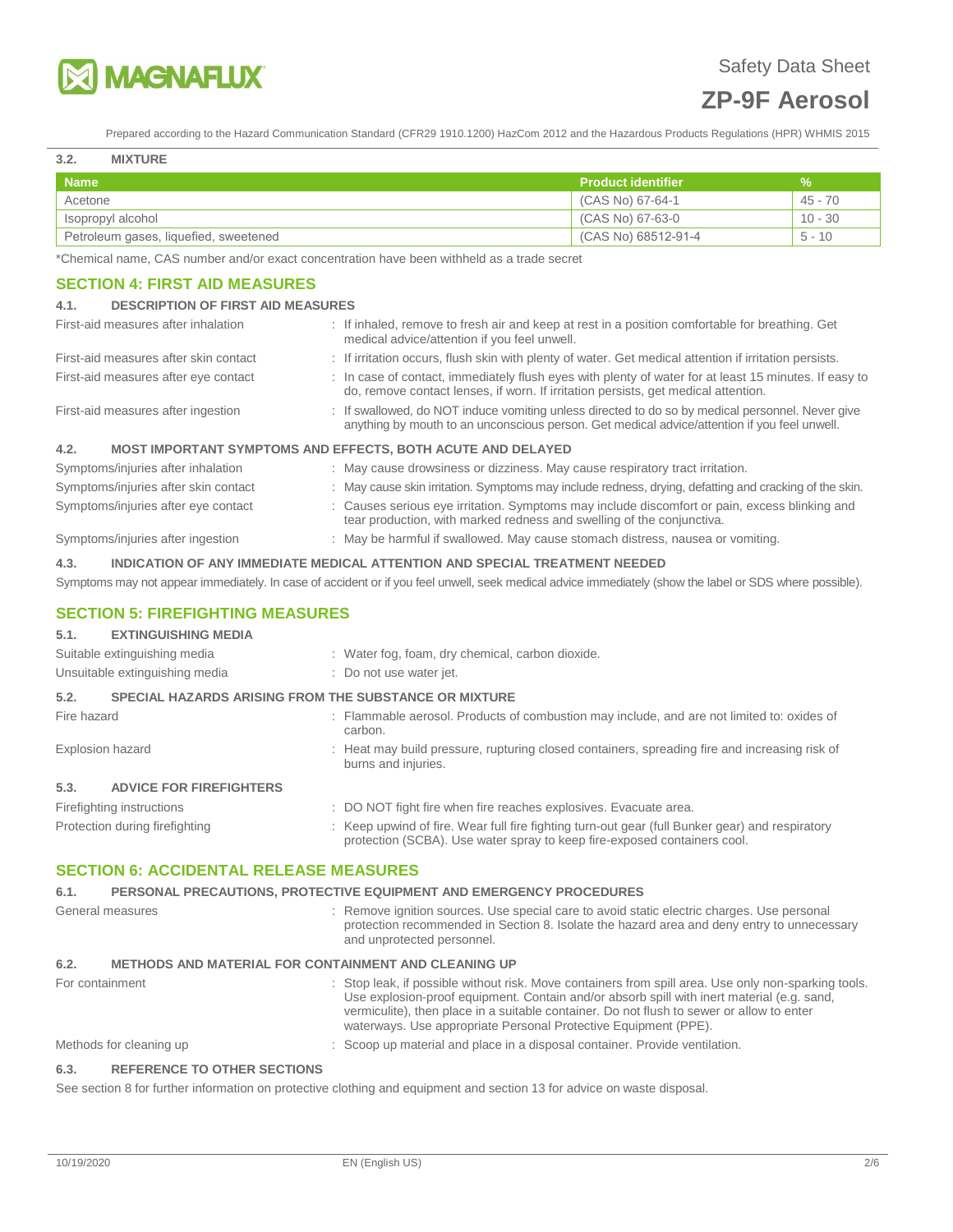### 3.2. MIXTURE

| Name | Product identifier | % |
|---|---|---|
| Acetone | (CAS No) 67-64-1 | 45 - 70 |
| Isopropyl alcohol | (CAS No) 67-63-0 | 10 - 30 |
| Petroleum gases, liquefied, sweetened | (CAS No) 68512-91-4 | 5 - 10 |

*Chemical name, CAS number and/or exact concentration have been withheld as a trade secret

## SECTION 4: FIRST AID MEASURES

### 4.1. DESCRIPTION OF FIRST AID MEASURES

First-aid measures after inhalation : If inhaled, remove to fresh air and keep at rest in a position comfortable for breathing. Get medical advice/attention if you feel unwell.

First-aid measures after skin contact : If irritation occurs, flush skin with plenty of water. Get medical attention if irritation persists.

First-aid measures after eye contact : In case of contact, immediately flush eyes with plenty of water for at least 15 minutes. If easy to do, remove contact lenses, if worn. If irritation persists, get medical attention.

First-aid measures after ingestion : If swallowed, do NOT induce vomiting unless directed to do so by medical personnel. Never give anything by mouth to an unconscious person. Get medical advice/attention if you feel unwell.

### 4.2. MOST IMPORTANT SYMPTOMS AND EFFECTS, BOTH ACUTE AND DELAYED

Symptoms/injuries after inhalation : May cause drowsiness or dizziness. May cause respiratory tract irritation.

Symptoms/injuries after skin contact : May cause skin irritation. Symptoms may include redness, drying, defatting and cracking of the skin.

Symptoms/injuries after eye contact : Causes serious eye irritation. Symptoms may include discomfort or pain, excess blinking and tear production, with marked redness and swelling of the conjunctiva.

Symptoms/injuries after ingestion : May be harmful if swallowed. May cause stomach distress, nausea or vomiting.

### 4.3. INDICATION OF ANY IMMEDIATE MEDICAL ATTENTION AND SPECIAL TREATMENT NEEDED

Symptoms may not appear immediately. In case of accident or if you feel unwell, seek medical advice immediately (show the label or SDS where possible).

## SECTION 5: FIREFIGHTING MEASURES

### 5.1. EXTINGUISHING MEDIA

Suitable extinguishing media : Water fog, foam, dry chemical, carbon dioxide.

Unsuitable extinguishing media : Do not use water jet.

### 5.2. SPECIAL HAZARDS ARISING FROM THE SUBSTANCE OR MIXTURE

Fire hazard : Flammable aerosol. Products of combustion may include, and are not limited to: oxides of carbon.

Explosion hazard : Heat may build pressure, rupturing closed containers, spreading fire and increasing risk of burns and injuries.

### 5.3. ADVICE FOR FIREFIGHTERS

Firefighting instructions : DO NOT fight fire when fire reaches explosives. Evacuate area.

Protection during firefighting : Keep upwind of fire. Wear full fire fighting turn-out gear (full Bunker gear) and respiratory protection (SCBA). Use water spray to keep fire-exposed containers cool.

## SECTION 6: ACCIDENTAL RELEASE MEASURES

### 6.1. PERSONAL PRECAUTIONS, PROTECTIVE EQUIPMENT AND EMERGENCY PROCEDURES

General measures : Remove ignition sources. Use special care to avoid static electric charges. Use personal protection recommended in Section 8. Isolate the hazard area and deny entry to unnecessary and unprotected personnel.

### 6.2. METHODS AND MATERIAL FOR CONTAINMENT AND CLEANING UP

For containment : Stop leak, if possible without risk. Move containers from spill area. Use only non-sparking tools. Use explosion-proof equipment. Contain and/or absorb spill with inert material (e.g. sand, vermiculite), then place in a suitable container. Do not flush to sewer or allow to enter waterways. Use appropriate Personal Protective Equipment (PPE).

Methods for cleaning up : Scoop up material and place in a disposal container. Provide ventilation.

### 6.3. REFERENCE TO OTHER SECTIONS

See section 8 for further information on protective clothing and equipment and section 13 for advice on waste disposal.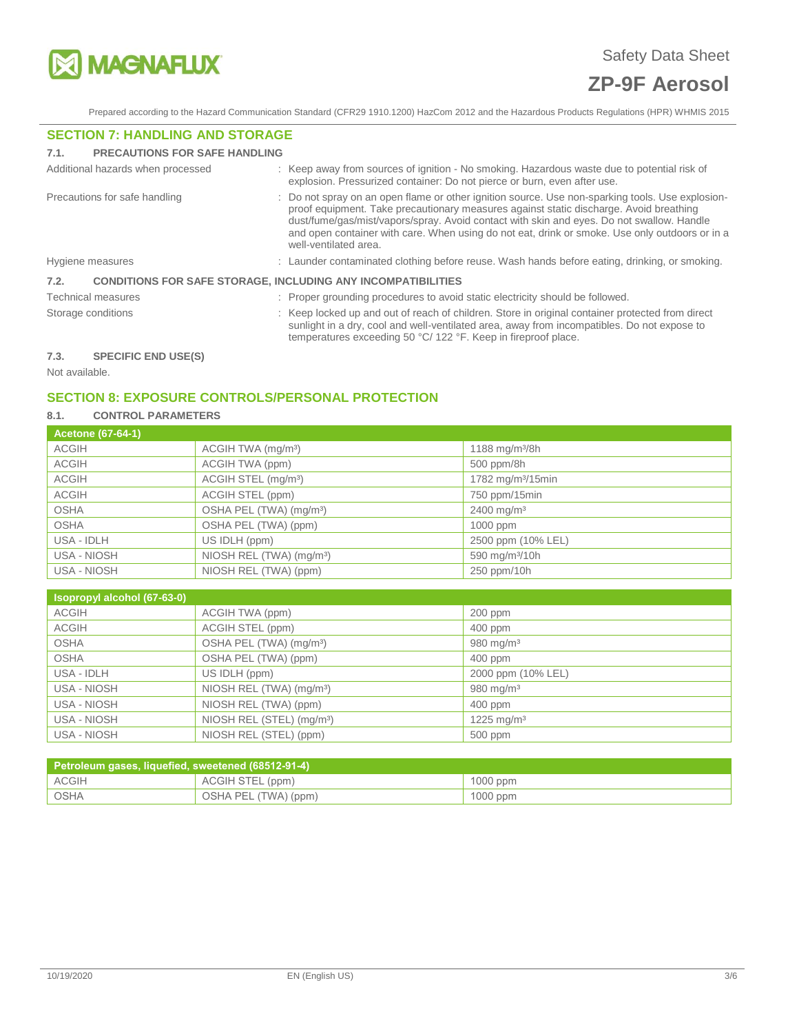## SECTION 7: HANDLING AND STORAGE

### 7.1. PRECAUTIONS FOR SAFE HANDLING

Additional hazards when processed : Keep away from sources of ignition - No smoking. Hazardous waste due to potential risk of explosion. Pressurized container: Do not pierce or burn, even after use.

Precautions for safe handling : Do not spray on an open flame or other ignition source. Use non-sparking tools. Use explosion-proof equipment. Take precautionary measures against static discharge. Avoid breathing dust/fume/gas/mist/vapors/spray. Avoid contact with skin and eyes. Do not swallow. Handle and open container with care. When using do not eat, drink or smoke. Use only outdoors or in a well-ventilated area.

Hygiene measures : Launder contaminated clothing before reuse. Wash hands before eating, drinking, or smoking.

### 7.2. CONDITIONS FOR SAFE STORAGE, INCLUDING ANY INCOMPATIBILITIES

Technical measures : Proper grounding procedures to avoid static electricity should be followed.

Storage conditions : Keep locked up and out of reach of children. Store in original container protected from direct sunlight in a dry, cool and well-ventilated area, away from incompatibles. Do not expose to temperatures exceeding 50 °C/ 122 °F. Keep in fireproof place.

### 7.3. SPECIFIC END USE(S)

Not available.

## SECTION 8: EXPOSURE CONTROLS/PERSONAL PROTECTION

### 8.1. CONTROL PARAMETERS

| Acetone (67-64-1) | | |
|---|---|---|
| ACGIH | ACGIH TWA (mg/m³) | 1188 mg/m³/8h |
| ACGIH | ACGIH TWA (ppm) | 500 ppm/8h |
| ACGIH | ACGIH STEL (mg/m³) | 1782 mg/m³/15min |
| ACGIH | ACGIH STEL (ppm) | 750 ppm/15min |
| OSHA | OSHA PEL (TWA) (mg/m³) | 2400 mg/m³ |
| OSHA | OSHA PEL (TWA) (ppm) | 1000 ppm |
| USA - IDLH | US IDLH (ppm) | 2500 ppm (10% LEL) |
| USA - NIOSH | NIOSH REL (TWA) (mg/m³) | 590 mg/m³/10h |
| USA - NIOSH | NIOSH REL (TWA) (ppm) | 250 ppm/10h |

| Isopropyl alcohol (67-63-0) | | |
|---|---|---|
| ACGIH | ACGIH TWA (ppm) | 200 ppm |
| ACGIH | ACGIH STEL (ppm) | 400 ppm |
| OSHA | OSHA PEL (TWA) (mg/m³) | 980 mg/m³ |
| OSHA | OSHA PEL (TWA) (ppm) | 400 ppm |
| USA - IDLH | US IDLH (ppm) | 2000 ppm (10% LEL) |
| USA - NIOSH | NIOSH REL (TWA) (mg/m³) | 980 mg/m³ |
| USA - NIOSH | NIOSH REL (TWA) (ppm) | 400 ppm |
| USA - NIOSH | NIOSH REL (STEL) (mg/m³) | 1225 mg/m³ |
| USA - NIOSH | NIOSH REL (STEL) (ppm) | 500 ppm |

| Petroleum gases, liquefied, sweetened (68512-91-4) | | |
|---|---|---|
| ACGIH | ACGIH STEL (ppm) | 1000 ppm |
| OSHA | OSHA PEL (TWA) (ppm) | 1000 ppm |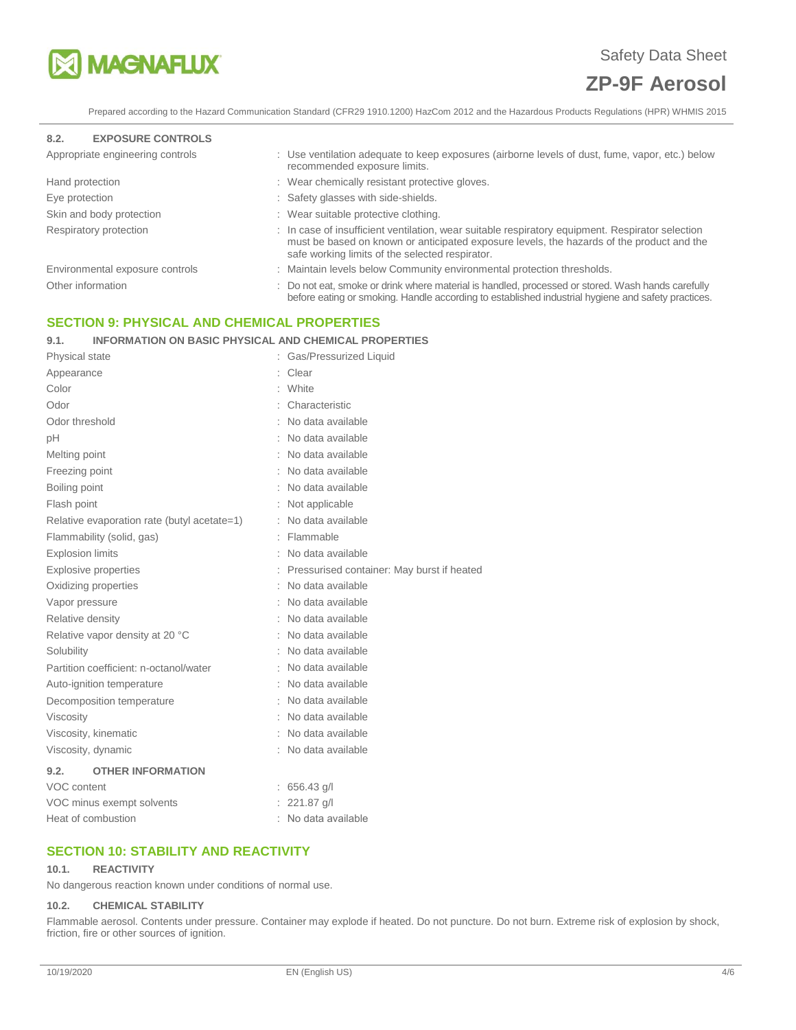### 8.2. EXPOSURE CONTROLS

| | |
|---|---|
| Appropriate engineering controls | : Use ventilation adequate to keep exposures (airborne levels of dust, fume, vapor, etc.) below recommended exposure limits. |
| Hand protection | : Wear chemically resistant protective gloves. |
| Eye protection | : Safety glasses with side-shields. |
| Skin and body protection | : Wear suitable protective clothing. |
| Respiratory protection | : In case of insufficient ventilation, wear suitable respiratory equipment. Respirator selection must be based on known or anticipated exposure levels, the hazards of the product and the safe working limits of the selected respirator. |
| Environmental exposure controls | : Maintain levels below Community environmental protection thresholds. |
| Other information | : Do not eat, smoke or drink where material is handled, processed or stored. Wash hands carefully before eating or smoking. Handle according to established industrial hygiene and safety practices. |

## SECTION 9: PHYSICAL AND CHEMICAL PROPERTIES

### 9.1. INFORMATION ON BASIC PHYSICAL AND CHEMICAL PROPERTIES

| | |
|---|---|
| Physical state | : Gas/Pressurized Liquid |
| Appearance | : Clear |
| Color | : White |
| Odor | : Characteristic |
| Odor threshold | : No data available |
| pH | : No data available |
| Melting point | : No data available |
| Freezing point | : No data available |
| Boiling point | : No data available |
| Flash point | : Not applicable |
| Relative evaporation rate (butyl acetate=1) | : No data available |
| Flammability (solid, gas) | : Flammable |
| Explosion limits | : No data available |
| Explosive properties | : Pressurised container: May burst if heated |
| Oxidizing properties | : No data available |
| Vapor pressure | : No data available |
| Relative density | : No data available |
| Relative vapor density at 20 °C | : No data available |
| Solubility | : No data available |
| Partition coefficient: n-octanol/water | : No data available |
| Auto-ignition temperature | : No data available |
| Decomposition temperature | : No data available |
| Viscosity | : No data available |
| Viscosity, kinematic | : No data available |
| Viscosity, dynamic | : No data available |

### 9.2. OTHER INFORMATION

| | |
|---|---|
| VOC content | : 656.43 g/l |
| VOC minus exempt solvents | : 221.87 g/l |
| Heat of combustion | : No data available |

## SECTION 10: STABILITY AND REACTIVITY

### 10.1. REACTIVITY

No dangerous reaction known under conditions of normal use.

### 10.2. CHEMICAL STABILITY

Flammable aerosol. Contents under pressure. Container may explode if heated. Do not puncture. Do not burn. Extreme risk of explosion by shock, friction, fire or other sources of ignition.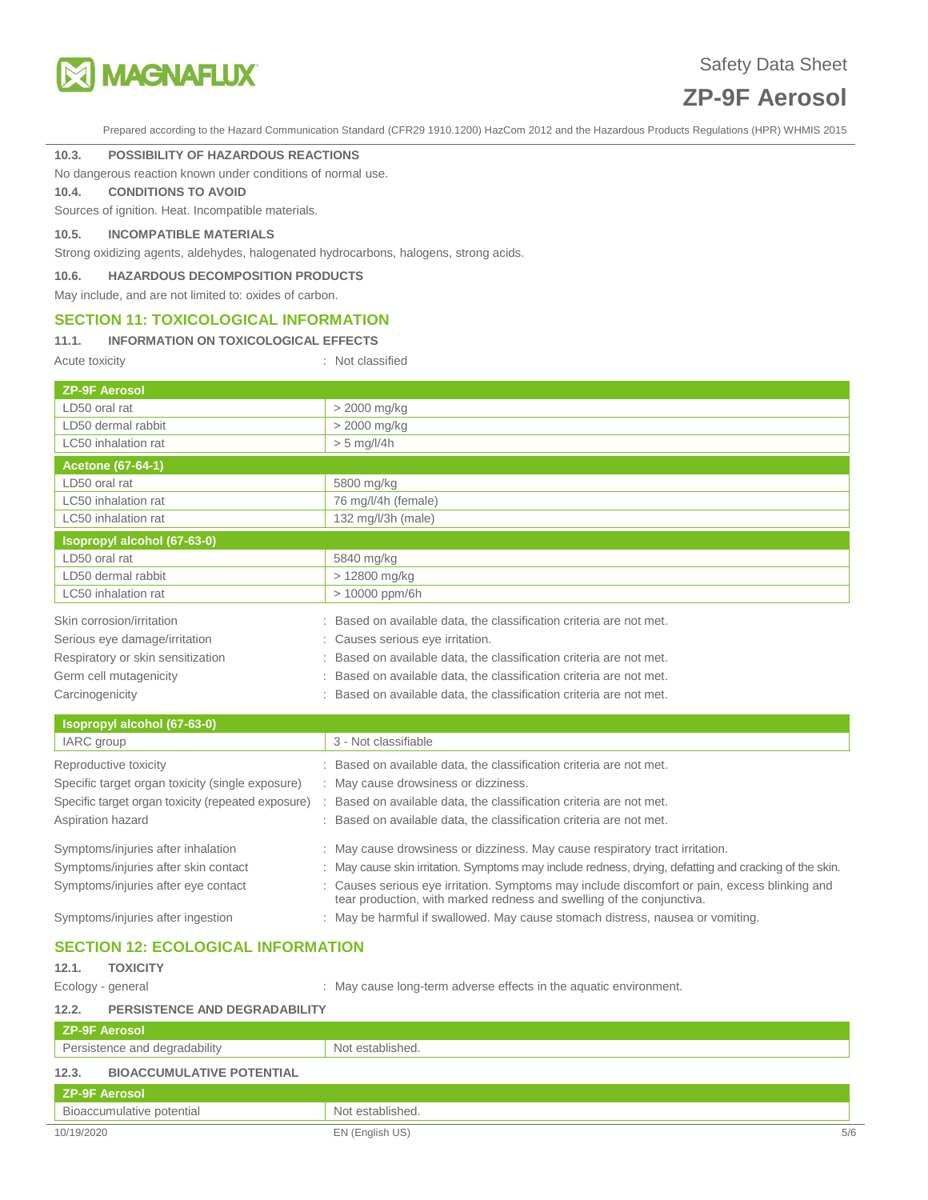### 10.3. POSSIBILITY OF HAZARDOUS REACTIONS

No dangerous reaction known under conditions of normal use.

### 10.4. CONDITIONS TO AVOID

Sources of ignition. Heat. Incompatible materials.

### 10.5. INCOMPATIBLE MATERIALS

Strong oxidizing agents, aldehydes, halogenated hydrocarbons, halogens, strong acids.

### 10.6. HAZARDOUS DECOMPOSITION PRODUCTS

May include, and are not limited to: oxides of carbon.

## SECTION 11: TOXICOLOGICAL INFORMATION

### 11.1. INFORMATION ON TOXICOLOGICAL EFFECTS

Acute toxicity : Not classified

| ZP-9F Aerosol | |
|---|---|
| LD50 oral rat | > 2000 mg/kg |
| LD50 dermal rabbit | > 2000 mg/kg |
| LC50 inhalation rat | > 5 mg/l/4h |

| Acetone (67-64-1) | |
|---|---|
| LD50 oral rat | 5800 mg/kg |
| LC50 inhalation rat | 76 mg/l/4h (female) |
| LC50 inhalation rat | 132 mg/l/3h (male) |

| Isopropyl alcohol (67-63-0) | |
|---|---|
| LD50 oral rat | 5840 mg/kg |
| LD50 dermal rabbit | > 12800 mg/kg |
| LC50 inhalation rat | > 10000 ppm/6h |

Skin corrosion/irritation : Based on available data, the classification criteria are not met.

Serious eye damage/irritation : Causes serious eye irritation.

Respiratory or skin sensitization : Based on available data, the classification criteria are not met.

Germ cell mutagenicity : Based on available data, the classification criteria are not met.

Carcinogenicity : Based on available data, the classification criteria are not met.

| Isopropyl alcohol (67-63-0) | |
|---|---|
| IARC group | 3 - Not classifiable |

Reproductive toxicity : Based on available data, the classification criteria are not met.

Specific target organ toxicity (single exposure) : May cause drowsiness or dizziness.

Specific target organ toxicity (repeated exposure) : Based on available data, the classification criteria are not met.

Aspiration hazard : Based on available data, the classification criteria are not met.

Symptoms/injuries after inhalation : May cause drowsiness or dizziness. May cause respiratory tract irritation.

Symptoms/injuries after skin contact : May cause skin irritation. Symptoms may include redness, drying, defatting and cracking of the skin.

Symptoms/injuries after eye contact : Causes serious eye irritation. Symptoms may include discomfort or pain, excess blinking and tear production, with marked redness and swelling of the conjunctiva.

Symptoms/injuries after ingestion : May be harmful if swallowed. May cause stomach distress, nausea or vomiting.

## SECTION 12: ECOLOGICAL INFORMATION

### 12.1. TOXICITY

Ecology - general : May cause long-term adverse effects in the aquatic environment.

### 12.2. PERSISTENCE AND DEGRADABILITY

| ZP-9F Aerosol | |
|---|---|
| Persistence and degradability | Not established. |

### 12.3. BIOACCUMULATIVE POTENTIAL

| ZP-9F Aerosol | |
|---|---|
| Bioaccumulative potential | Not established. |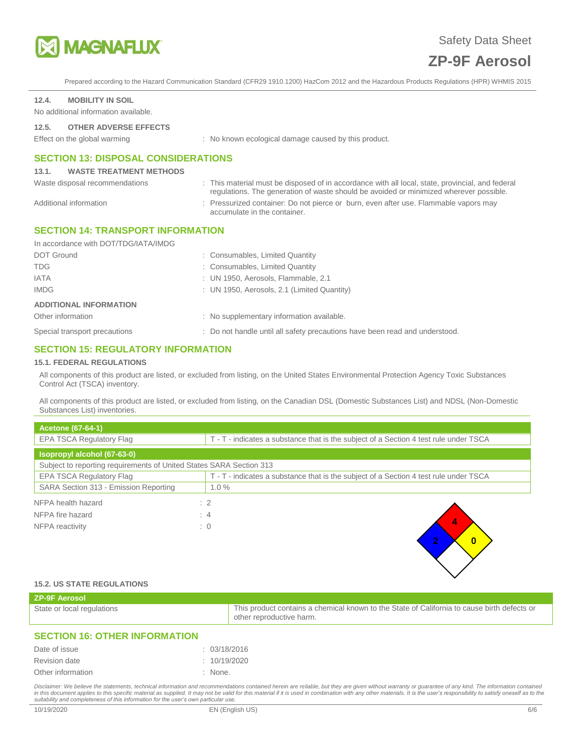#### 12.4. MOBILITY IN SOIL

No additional information available.

#### 12.5. OTHER ADVERSE EFFECTS

Effect on the global warming : No known ecological damage caused by this product.

## SECTION 13: DISPOSAL CONSIDERATIONS

#### 13.1. WASTE TREATMENT METHODS

Waste disposal recommendations : This material must be disposed of in accordance with all local, state, provincial, and federal regulations. The generation of waste should be avoided or minimized wherever possible.

Additional information : Pressurized container: Do not pierce or burn, even after use. Flammable vapors may accumulate in the container.

## SECTION 14: TRANSPORT INFORMATION

In accordance with DOT/TDG/IATA/IMDG

DOT Ground : Consumables, Limited Quantity

TDG : Consumables, Limited Quantity

IATA : UN 1950, Aerosols, Flammable, 2.1

IMDG : UN 1950, Aerosols, 2.1 (Limited Quantity)

#### ADDITIONAL INFORMATION

Other information : No supplementary information available.

Special transport precautions : Do not handle until all safety precautions have been read and understood.

## SECTION 15: REGULATORY INFORMATION

#### 15.1. FEDERAL REGULATIONS

All components of this product are listed, or excluded from listing, on the United States Environmental Protection Agency Toxic Substances Control Act (TSCA) inventory.

All components of this product are listed, or excluded from listing, on the Canadian DSL (Domestic Substances List) and NDSL (Non-Domestic Substances List) inventories.

| **Acetone (67-64-1)** | |
|---|---|
| EPA TSCA Regulatory Flag | T - T - indicates a substance that is the subject of a Section 4 test rule under TSCA |

| **Isopropyl alcohol (67-63-0)** | |
|---|---|
| Subject to reporting requirements of United States SARA Section 313 | |
| EPA TSCA Regulatory Flag | T - T - indicates a substance that is the subject of a Section 4 test rule under TSCA |
| SARA Section 313 - Emission Reporting | 1.0 % |

NFPA health hazard : 2

NFPA fire hazard : 4

NFPA reactivity : 0

4
2
0

#### 15.2. US STATE REGULATIONS

| **ZP-9F Aerosol** | |
|---|---|
| State or local regulations | This product contains a chemical known to the State of California to cause birth defects or other reproductive harm. |

## SECTION 16: OTHER INFORMATION

Date of issue : 03/18/2016

Revision date : 10/19/2020

Other information : None.

*Disclaimer: We believe the statements, technical information and recommendations contained herein are reliable, but they are given without warranty or guarantee of any kind. The information contained in this document applies to this specific material as supplied. It may not be valid for this material if it is used in combination with any other materials. It is the user's responsibility to satisfy oneself as to the suitability and completeness of this information for the user's own particular use.*